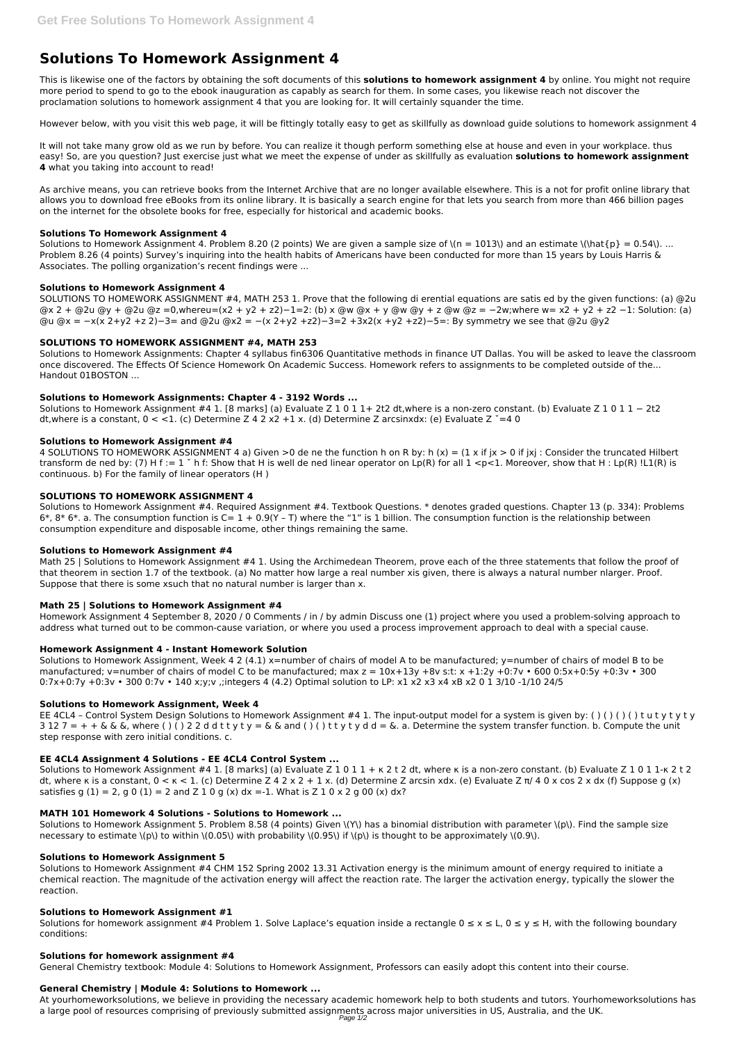# Solutions To Homework Assignment 4

This is likewise one of the factors by obtaining the soft documents of this **solutions to homework assignment 4** by online. You might not require more period to spend to go to the ebook inauguration as capably as search for them. In some cases, you likewise reach not discover the proclamation solutions to homework assignment 4 that you are looking for. It will certainly squander the time.

However below, with you visit this web page, it will be fittingly totally easy to get as skillfully as download guide solutions to homework assignment 4

It will not take many grow old as we run by before. You can realize it though perform something else at house and even in your workplace. thus easy! So, are you question? Just exercise just what we meet the expense of under as skillfully as evaluation **solutions to homework assignment 4** what you taking into account to read!

As archive means, you can retrieve books from the Internet Archive that are no longer available elsewhere. This is a not for profit online library that allows you to download free eBooks from its online library. It is basically a search engine for that lets you search from more than 466 billion pages on the internet for the obsolete books for free, especially for historical and academic books.

### Solutions To Homework Assignment 4

Solutions to Homework Assignment 4. Problem 8.20 (2 points) We are given a sample size of \(n = 1013\) and an estimate \(\hat{p} = 0.54\). ... Problem 8.26 (4 points) Survey's inquiring into the health habits of Americans have been conducted for more than 15 years by Louis Harris & Associates. The polling organization's recent findings were ...

### Solutions to Homework Assignment 4

SOLUTIONS TO HOMEWORK ASSIGNMENT #4, MATH 253 1. Prove that the following di erential equations are satis ed by the given functions: (a) @2u @x 2 + @2u @y + @2u @z =0,whereu=(x2 + y2 + z2)−1=2: (b) x @w @x + y @w @y + z @w @z = −2w;where w= x2 + y2 + z2 −1: Solution: (a) @u @x = −x(x 2+y2 +z 2)−3= and @2u @x2 = −(x 2+y2 +z2)−3=2 +3x2(x +y2 +z2)−5=: By symmetry we see that @2u @y2

### SOLUTIONS TO HOMEWORK ASSIGNMENT #4, MATH 253

Solutions to Homework Assignments: Chapter 4 syllabus fin6306 Quantitative methods in finance UT Dallas. You will be asked to leave the classroom once discovered. The Effects Of Science Homework On Academic Success. Homework refers to assignments to be completed outside of the... Handout 01BOSTON ...

### Solutions to Homework Assignments: Chapter 4 - 3192 Words ...

Solutions to Homework Assignment #4 1. [8 marks] (a) Evaluate Z 1 0 1 1+ 2t2 dt,where is a non-zero constant. (b) Evaluate Z 1 0 1 1 − 2t2 dt,where is a constant, 0 < <1. (c) Determine Z 4 2 x2 +1 x. (d) Determine Z arcsinxdx: (e) Evaluate Z ˇ=4 0

### Solutions to Homework Assignment #4

4 SOLUTIONS TO HOMEWORK ASSIGNMENT 4 a) Given >0 de ne the function h on R by: h (x) = (1 x if jx > 0 if jxj : Consider the truncated Hilbert transform de ned by: (7) H f := 1 ˇ h f: Show that H is well de ned linear operator on Lp(R) for all 1 <p<1. Moreover, show that H : Lp(R) !L1(R) is continuous. b) For the family of linear operators (H )

### SOLUTIONS TO HOMEWORK ASSIGNMENT 4

Solutions to Homework Assignment #4. Required Assignment #4. Textbook Questions. * denotes graded questions. Chapter 13 (p. 334): Problems 6*, 8* 6*. a. The consumption function is C= 1 + 0.9(Y – T) where the "1" is 1 billion. The consumption function is the relationship between consumption expenditure and disposable income, other things remaining the same.

### Solutions to Homework Assignment #4

Math 25 | Solutions to Homework Assignment #4 1. Using the Archimedean Theorem, prove each of the three statements that follow the proof of that theorem in section 1.7 of the textbook. (a) No matter how large a real number xis given, there is always a natural number nlarger. Proof. Suppose that there is some xsuch that no natural number is larger than x.

### Math 25 | Solutions to Homework Assignment #4

Homework Assignment 4 September 8, 2020 / 0 Comments / in / by admin Discuss one (1) project where you used a problem-solving approach to address what turned out to be common-cause variation, or where you used a process improvement approach to deal with a special cause.

### Homework Assignment 4 - Instant Homework Solution

Solutions to Homework Assignment, Week 4 2 (4.1) x=number of chairs of model A to be manufactured; y=number of chairs of model B to be manufactured; v=number of chairs of model C to be manufactured; max z = 10x+13y +8v s:t: x +1:2y +0:7v • 600 0:5x+0:5y +0:3v • 300 0:7x+0:7y +0:3v • 300 0:7v • 140 x;y;v ,;integers 4 (4.2) Optimal solution to LP: x1 x2 x3 x4 xB x2 0 1 3/10 -1/10 24/5

### Solutions to Homework Assignment, Week 4

EE 4CL4 – Control System Design Solutions to Homework Assignment #4 1. The input-output model for a system is given by: ( ) ( ) ( ) ( ) t u t y t y t y 3 12 7 = + + & & &, where ( ) ( ) 2 2 d d t t y t y = & & and ( ) ( ) t t y t y d d = &. a. Determine the system transfer function. b. Compute the unit step response with zero initial conditions. c.

### EE 4CL4 Assignment 4 Solutions - EE 4CL4 Control System ...

Solutions to Homework Assignment #4 1. [8 marks] (a) Evaluate Z 1 0 1 1 + κ 2 t 2 dt, where κ is a non-zero constant. (b) Evaluate Z 1 0 1 1-κ 2 t 2 dt, where κ is a constant, 0 < κ < 1. (c) Determine Z 4 2 x 2 + 1 x. (d) Determine Z arcsin xdx. (e) Evaluate Z π/ 4 0 x cos 2 x dx (f) Suppose g (x) satisfies g (1) = 2, g 0 (1) = 2 and Z 1 0 g (x) dx =-1. What is Z 1 0 x 2 g 00 (x) dx?

### MATH 101 Homework 4 Solutions - Solutions to Homework ...

Solutions to Homework Assignment 5. Problem 8.58 (4 points) Given \(Y\) has a binomial distribution with parameter \(p\). Find the sample size necessary to estimate \(p\) to within \(0.05\) with probability \(0.95\) if \(p\) is thought to be approximately \(0.9\).

### Solutions to Homework Assignment 5

Solutions to Homework Assignment #4 CHM 152 Spring 2002 13.31 Activation energy is the minimum amount of energy required to initiate a chemical reaction. The magnitude of the activation energy will affect the reaction rate. The larger the activation energy, typically the slower the reaction.

### Solutions to Homework Assignment #1

Solutions for homework assignment #4 Problem 1. Solve Laplace's equation inside a rectangle $0 \leq x \leq L$, $0 \leq y \leq H$, with the following boundary conditions:

### Solutions for homework assignment #4

General Chemistry textbook: Module 4: Solutions to Homework Assignment, Professors can easily adopt this content into their course.

### General Chemistry | Module 4: Solutions to Homework ...

At yourhomeworksolutions, we believe in providing the necessary academic homework help to both students and tutors. Yourhomeworksolutions has a large pool of resources comprising of previously submitted assignments across major universities in US, Australia, and the UK.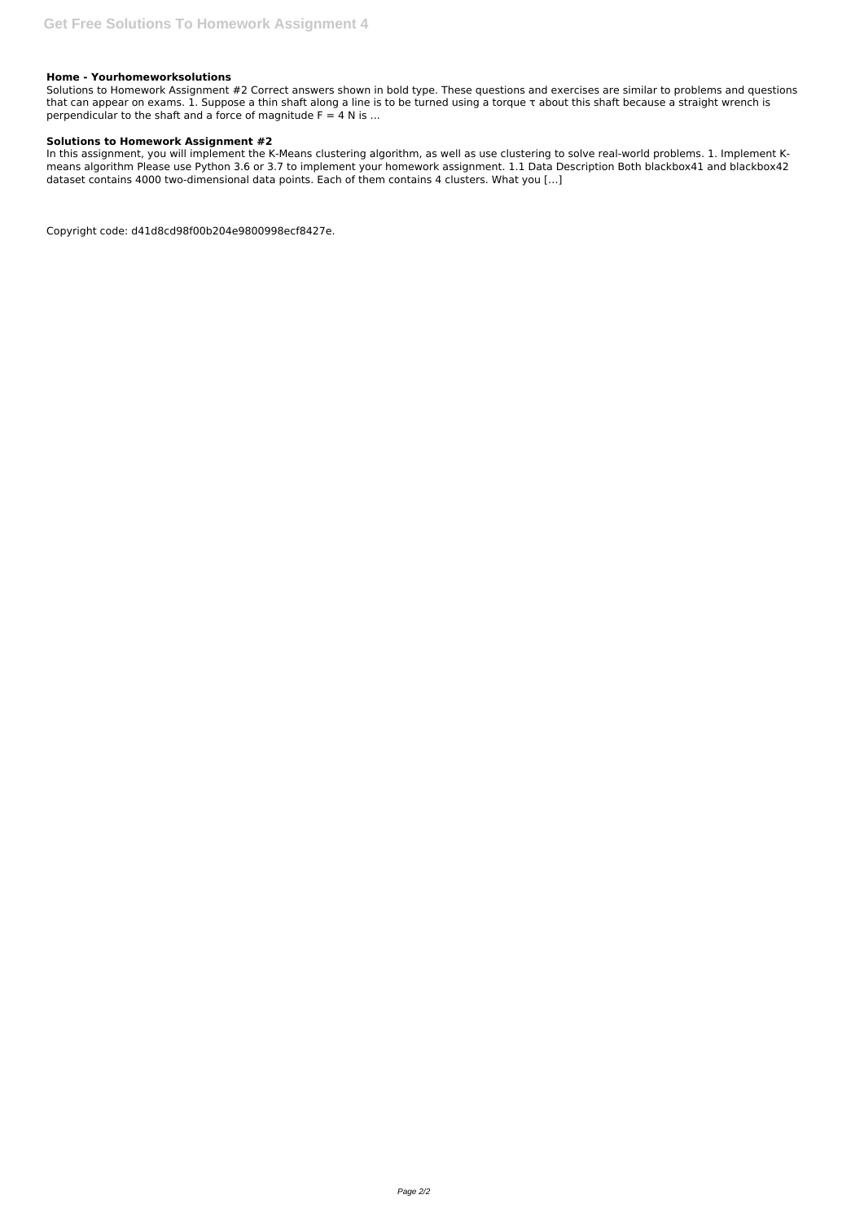### Home - Yourhomeworksolutions

Solutions to Homework Assignment #2 Correct answers shown in bold type. These questions and exercises are similar to problems and questions that can appear on exams. 1. Suppose a thin shaft along a line is to be turned using a torque $\tau$ about this shaft because a straight wrench is perpendicular to the shaft and a force of magnitude $F = 4$ N is ...

### Solutions to Homework Assignment #2

In this assignment, you will implement the K-Means clustering algorithm, as well as use clustering to solve real-world problems. 1. Implement K-means algorithm Please use Python 3.6 or 3.7 to implement your homework assignment. 1.1 Data Description Both blackbox41 and blackbox42 dataset contains 4000 two-dimensional data points. Each of them contains 4 clusters. What you […]

Copyright code: d41d8cd98f00b204e9800998ecf8427e.